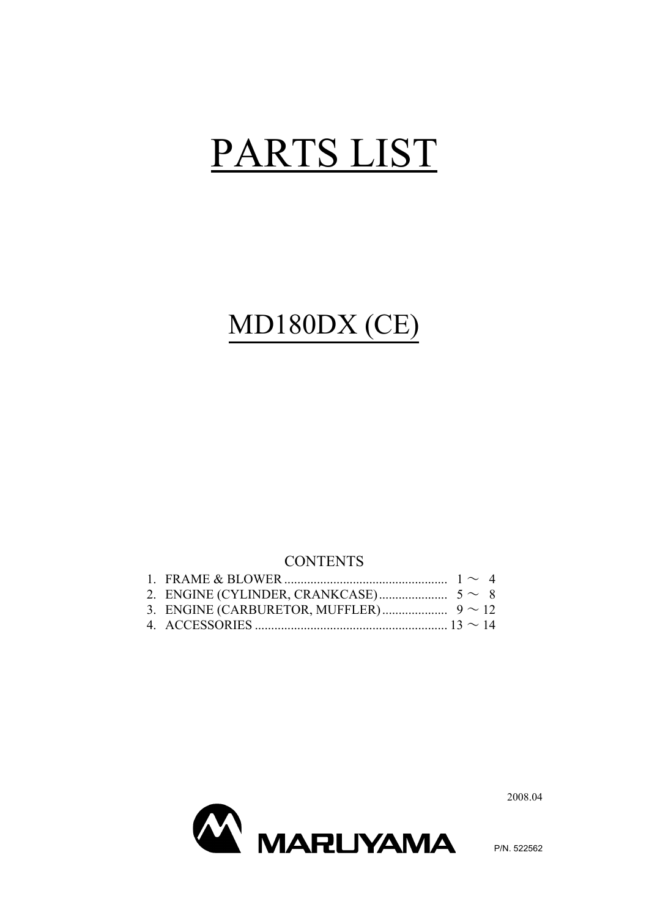# PARTS LIST

## MD180DX (CE)

### CONTENTS

1. FRAME & BLOWER .................................................. 1 ～ 4
2. ENGINE (CYLINDER, CRANKCASE) ..................... 5 ～ 8
3. ENGINE (CARBURETOR, MUFFLER) .................... 9 ～ 12
4. ACCESSORIES ........................................................... 13 ～ 14

2008.04

MARUYAMA

P/N. 522562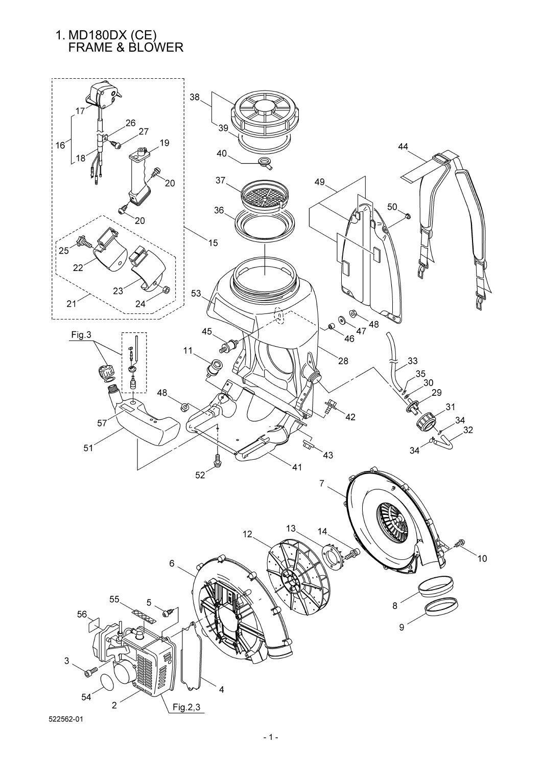# 1. MD180DX (CE) FRAME & BLOWER

522562-01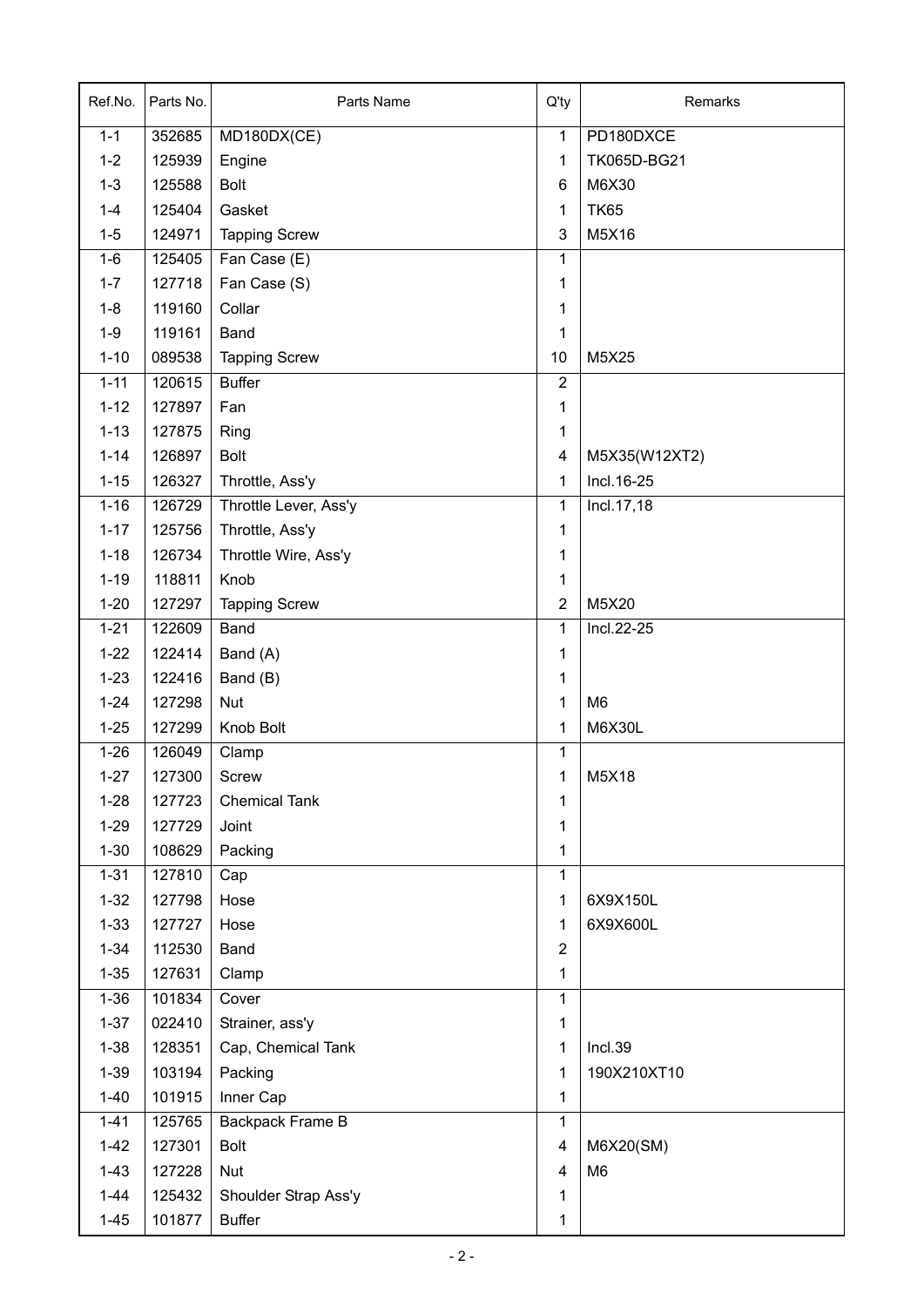| Ref.No. | Parts No. | Parts Name | Q'ty | Remarks |
|---|---|---|---|---|
| 1-1 | 352685 | MD180DX(CE) | 1 | PD180DXCE |
| 1-2 | 125939 | Engine | 1 | TK065D-BG21 |
| 1-3 | 125588 | Bolt | 6 | M6X30 |
| 1-4 | 125404 | Gasket | 1 | TK65 |
| 1-5 | 124971 | Tapping Screw | 3 | M5X16 |
| 1-6 | 125405 | Fan Case (E) | 1 | |
| 1-7 | 127718 | Fan Case (S) | 1 | |
| 1-8 | 119160 | Collar | 1 | |
| 1-9 | 119161 | Band | 1 | |
| 1-10 | 089538 | Tapping Screw | 10 | M5X25 |
| 1-11 | 120615 | Buffer | 2 | |
| 1-12 | 127897 | Fan | 1 | |
| 1-13 | 127875 | Ring | 1 | |
| 1-14 | 126897 | Bolt | 4 | M5X35(W12XT2) |
| 1-15 | 126327 | Throttle, Ass'y | 1 | Incl.16-25 |
| 1-16 | 126729 | Throttle Lever, Ass'y | 1 | Incl.17,18 |
| 1-17 | 125756 | Throttle, Ass'y | 1 | |
| 1-18 | 126734 | Throttle Wire, Ass'y | 1 | |
| 1-19 | 118811 | Knob | 1 | |
| 1-20 | 127297 | Tapping Screw | 2 | M5X20 |
| 1-21 | 122609 | Band | 1 | Incl.22-25 |
| 1-22 | 122414 | Band (A) | 1 | |
| 1-23 | 122416 | Band (B) | 1 | |
| 1-24 | 127298 | Nut | 1 | M6 |
| 1-25 | 127299 | Knob Bolt | 1 | M6X30L |
| 1-26 | 126049 | Clamp | 1 | |
| 1-27 | 127300 | Screw | 1 | M5X18 |
| 1-28 | 127723 | Chemical Tank | 1 | |
| 1-29 | 127729 | Joint | 1 | |
| 1-30 | 108629 | Packing | 1 | |
| 1-31 | 127810 | Cap | 1 | |
| 1-32 | 127798 | Hose | 1 | 6X9X150L |
| 1-33 | 127727 | Hose | 1 | 6X9X600L |
| 1-34 | 112530 | Band | 2 | |
| 1-35 | 127631 | Clamp | 1 | |
| 1-36 | 101834 | Cover | 1 | |
| 1-37 | 022410 | Strainer, ass'y | 1 | |
| 1-38 | 128351 | Cap, Chemical Tank | 1 | Incl.39 |
| 1-39 | 103194 | Packing | 1 | 190X210XT10 |
| 1-40 | 101915 | Inner Cap | 1 | |
| 1-41 | 125765 | Backpack Frame B | 1 | |
| 1-42 | 127301 | Bolt | 4 | M6X20(SM) |
| 1-43 | 127228 | Nut | 4 | M6 |
| 1-44 | 125432 | Shoulder Strap Ass'y | 1 | |
| 1-45 | 101877 | Buffer | 1 | |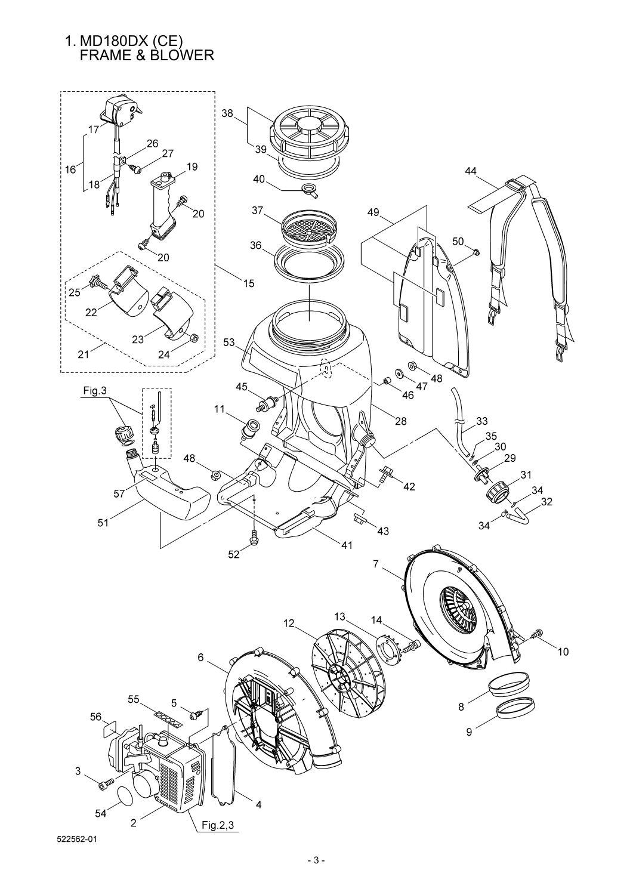# 1. MD180DX (CE) FRAME & BLOWER

522562-01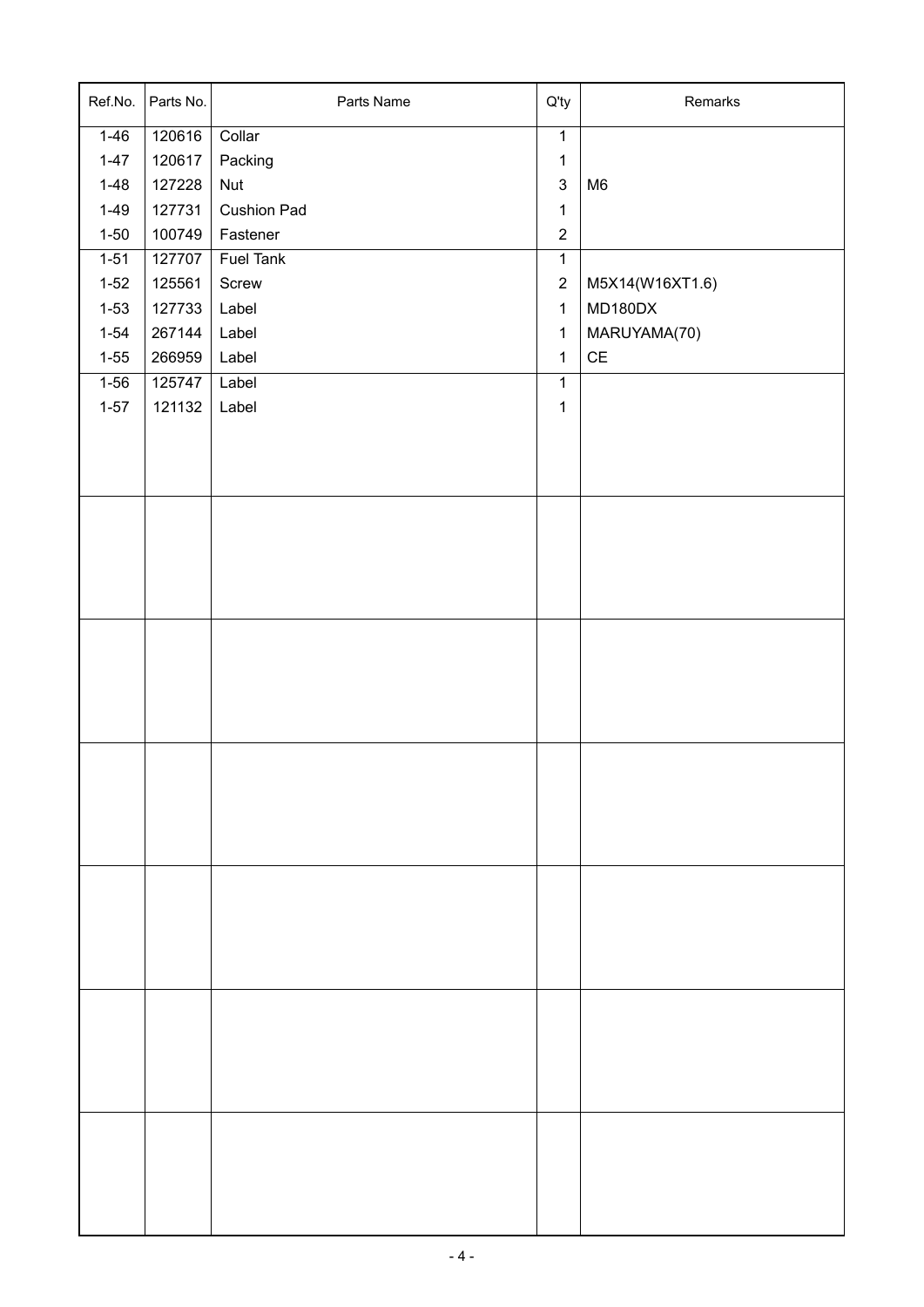| Ref.No. | Parts No. | Parts Name | Q'ty | Remarks |
|---|---|---|---|---|
| 1-46 | 120616 | Collar | 1 | |
| 1-47 | 120617 | Packing | 1 | |
| 1-48 | 127228 | Nut | 3 | M6 |
| 1-49 | 127731 | Cushion Pad | 1 | |
| 1-50 | 100749 | Fastener | 2 | |
| 1-51 | 127707 | Fuel Tank | 1 | |
| 1-52 | 125561 | Screw | 2 | M5X14(W16XT1.6) |
| 1-53 | 127733 | Label | 1 | MD180DX |
| 1-54 | 267144 | Label | 1 | MARUYAMA(70) |
| 1-55 | 266959 | Label | 1 | CE |
| 1-56 | 125747 | Label | 1 | |
| 1-57 | 121132 | Label | 1 | |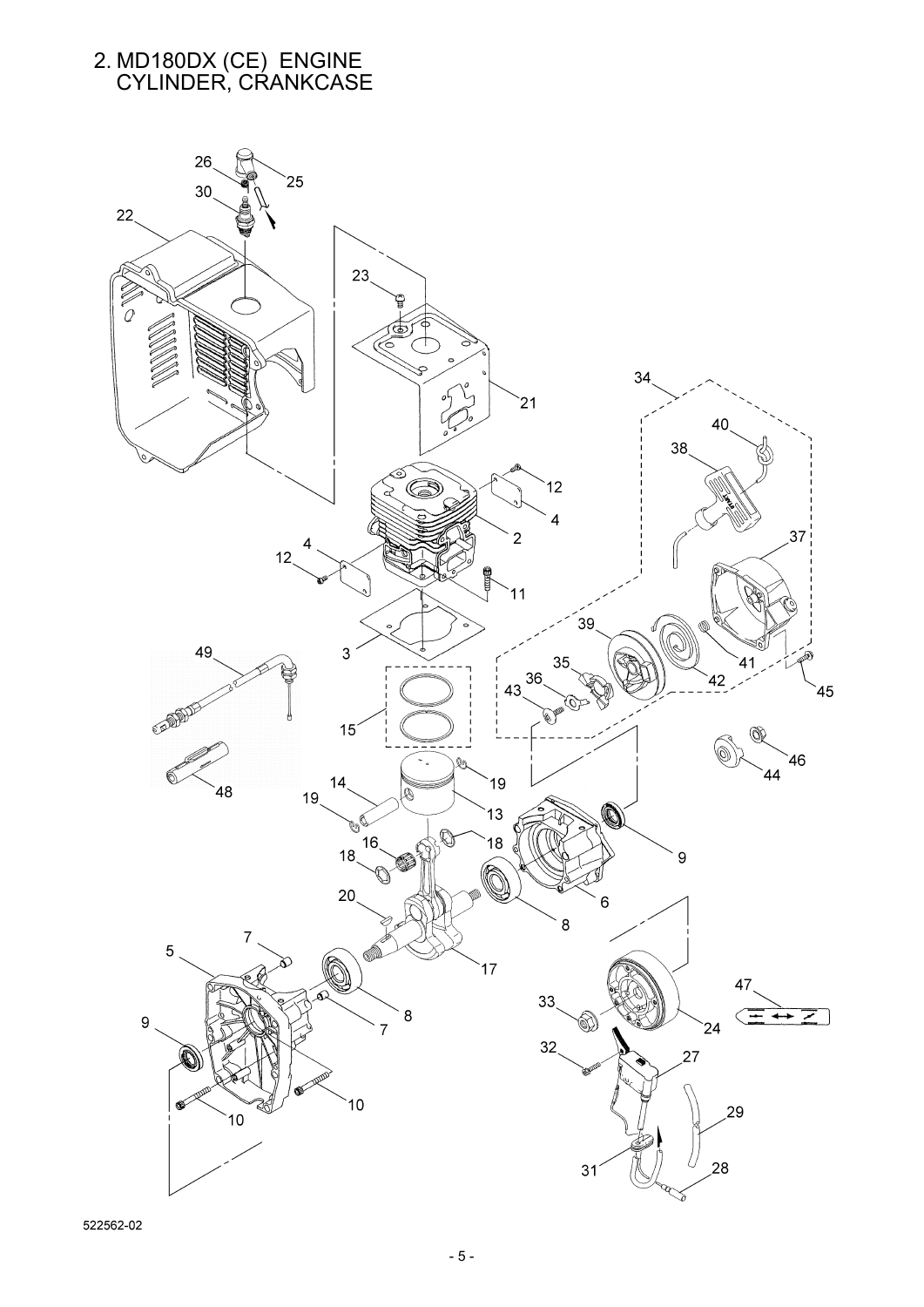## 2. MD180DX (CE) ENGINE CYLINDER, CRANKCASE

522562-02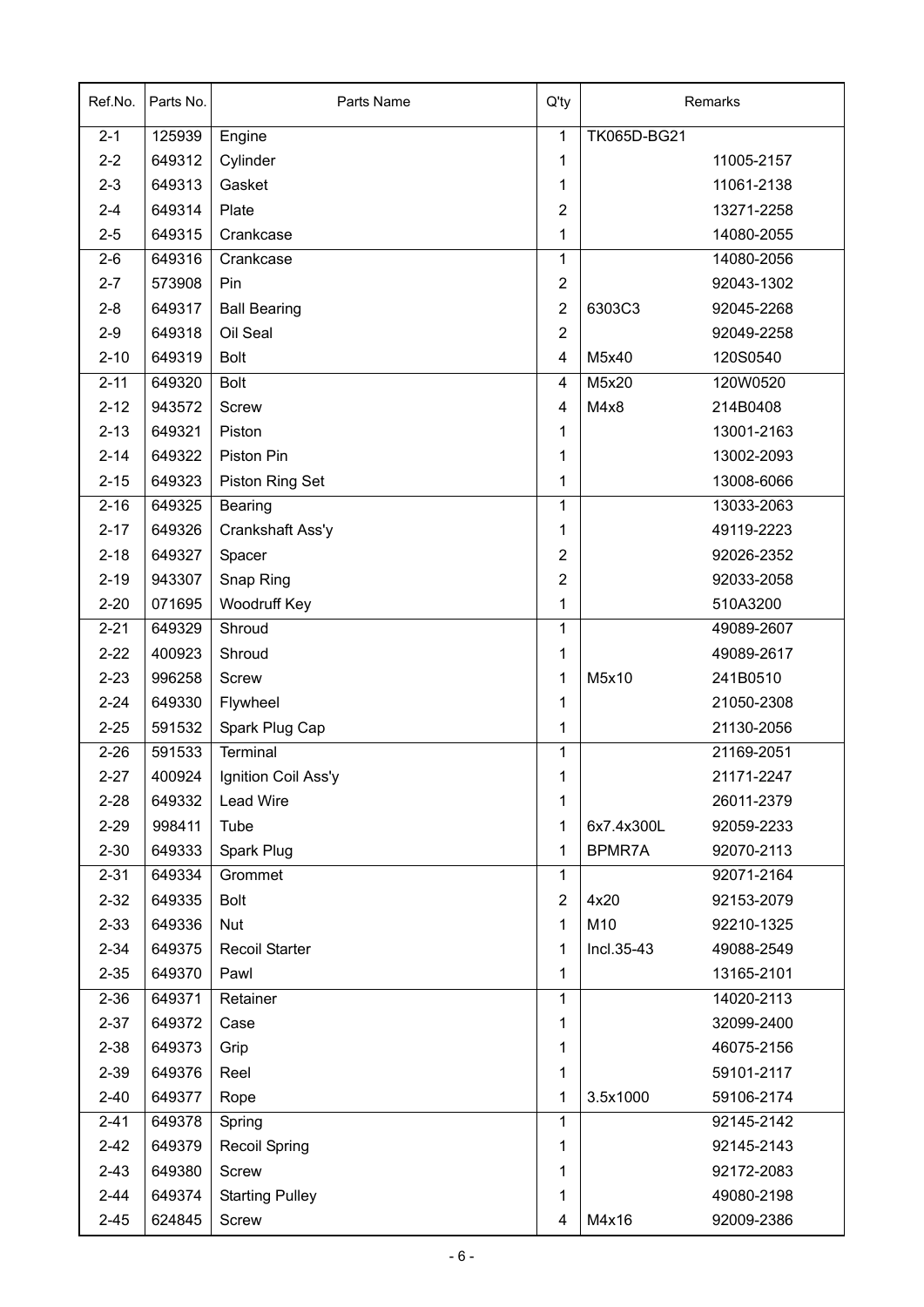| Ref.No. | Parts No. | Parts Name | Q'ty | Remarks | |
|---|---|---|---|---|---|
| 2-1 | 125939 | Engine | 1 | TK065D-BG21 | |
| 2-2 | 649312 | Cylinder | 1 | | 11005-2157 |
| 2-3 | 649313 | Gasket | 1 | | 11061-2138 |
| 2-4 | 649314 | Plate | 2 | | 13271-2258 |
| 2-5 | 649315 | Crankcase | 1 | | 14080-2055 |
| 2-6 | 649316 | Crankcase | 1 | | 14080-2056 |
| 2-7 | 573908 | Pin | 2 | | 92043-1302 |
| 2-8 | 649317 | Ball Bearing | 2 | 6303C3 | 92045-2268 |
| 2-9 | 649318 | Oil Seal | 2 | | 92049-2258 |
| 2-10 | 649319 | Bolt | 4 | M5x40 | 120S0540 |
| 2-11 | 649320 | Bolt | 4 | M5x20 | 120W0520 |
| 2-12 | 943572 | Screw | 4 | M4x8 | 214B0408 |
| 2-13 | 649321 | Piston | 1 | | 13001-2163 |
| 2-14 | 649322 | Piston Pin | 1 | | 13002-2093 |
| 2-15 | 649323 | Piston Ring Set | 1 | | 13008-6066 |
| 2-16 | 649325 | Bearing | 1 | | 13033-2063 |
| 2-17 | 649326 | Crankshaft Ass'y | 1 | | 49119-2223 |
| 2-18 | 649327 | Spacer | 2 | | 92026-2352 |
| 2-19 | 943307 | Snap Ring | 2 | | 92033-2058 |
| 2-20 | 071695 | Woodruff Key | 1 | | 510A3200 |
| 2-21 | 649329 | Shroud | 1 | | 49089-2607 |
| 2-22 | 400923 | Shroud | 1 | | 49089-2617 |
| 2-23 | 996258 | Screw | 1 | M5x10 | 241B0510 |
| 2-24 | 649330 | Flywheel | 1 | | 21050-2308 |
| 2-25 | 591532 | Spark Plug Cap | 1 | | 21130-2056 |
| 2-26 | 591533 | Terminal | 1 | | 21169-2051 |
| 2-27 | 400924 | Ignition Coil Ass'y | 1 | | 21171-2247 |
| 2-28 | 649332 | Lead Wire | 1 | | 26011-2379 |
| 2-29 | 998411 | Tube | 1 | 6x7.4x300L | 92059-2233 |
| 2-30 | 649333 | Spark Plug | 1 | BPMR7A | 92070-2113 |
| 2-31 | 649334 | Grommet | 1 | | 92071-2164 |
| 2-32 | 649335 | Bolt | 2 | 4x20 | 92153-2079 |
| 2-33 | 649336 | Nut | 1 | M10 | 92210-1325 |
| 2-34 | 649375 | Recoil Starter | 1 | Incl.35-43 | 49088-2549 |
| 2-35 | 649370 | Pawl | 1 | | 13165-2101 |
| 2-36 | 649371 | Retainer | 1 | | 14020-2113 |
| 2-37 | 649372 | Case | 1 | | 32099-2400 |
| 2-38 | 649373 | Grip | 1 | | 46075-2156 |
| 2-39 | 649376 | Reel | 1 | | 59101-2117 |
| 2-40 | 649377 | Rope | 1 | 3.5x1000 | 59106-2174 |
| 2-41 | 649378 | Spring | 1 | | 92145-2142 |
| 2-42 | 649379 | Recoil Spring | 1 | | 92145-2143 |
| 2-43 | 649380 | Screw | 1 | | 92172-2083 |
| 2-44 | 649374 | Starting Pulley | 1 | | 49080-2198 |
| 2-45 | 624845 | Screw | 4 | M4x16 | 92009-2386 |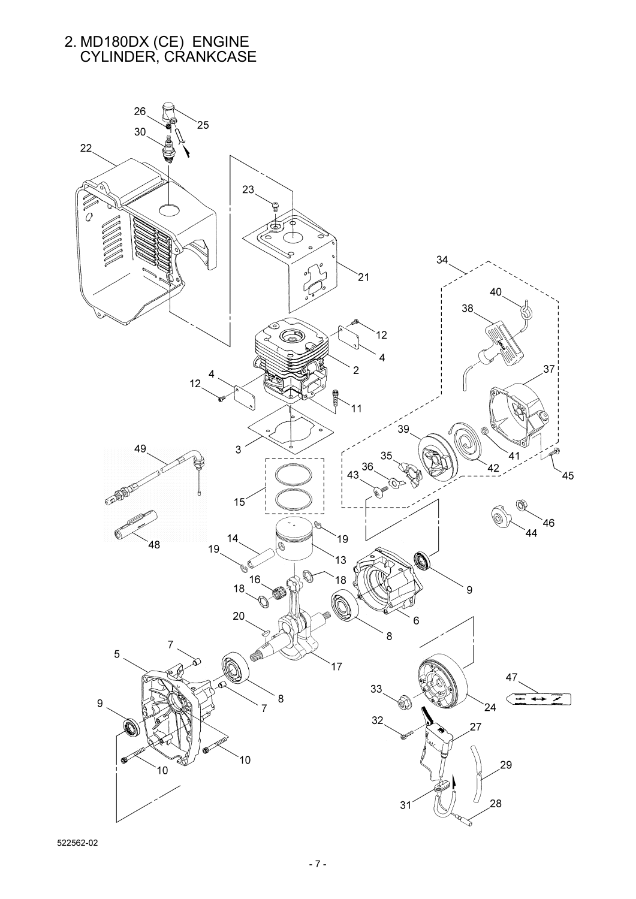## 2. MD180DX (CE) ENGINE CYLINDER, CRANKCASE

522562-02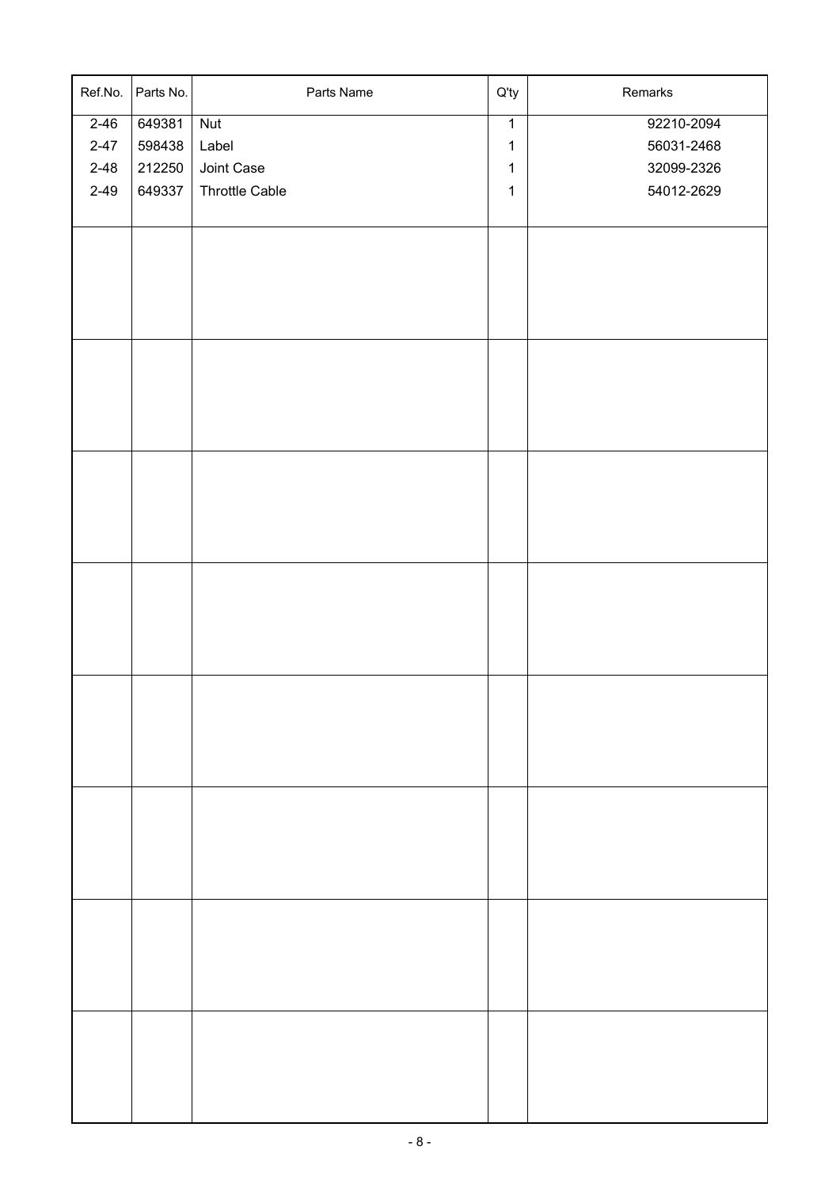| Ref.No. | Parts No. | Parts Name | Q'ty | Remarks |
|---|---|---|---|---|
| 2-46 | 649381 | Nut | 1 | 92210-2094 |
| 2-47 | 598438 | Label | 1 | 56031-2468 |
| 2-48 | 212250 | Joint Case | 1 | 32099-2326 |
| 2-49 | 649337 | Throttle Cable | 1 | 54012-2629 |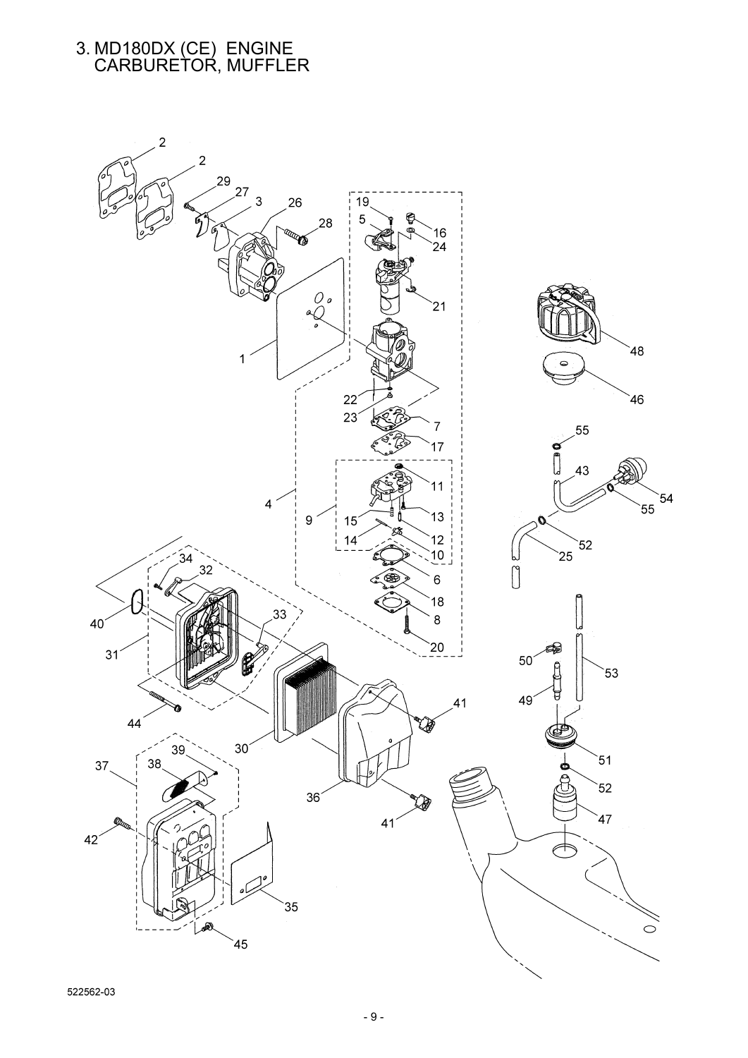# 3. MD180DX (CE) ENGINE CARBURETOR, MUFFLER

522562-03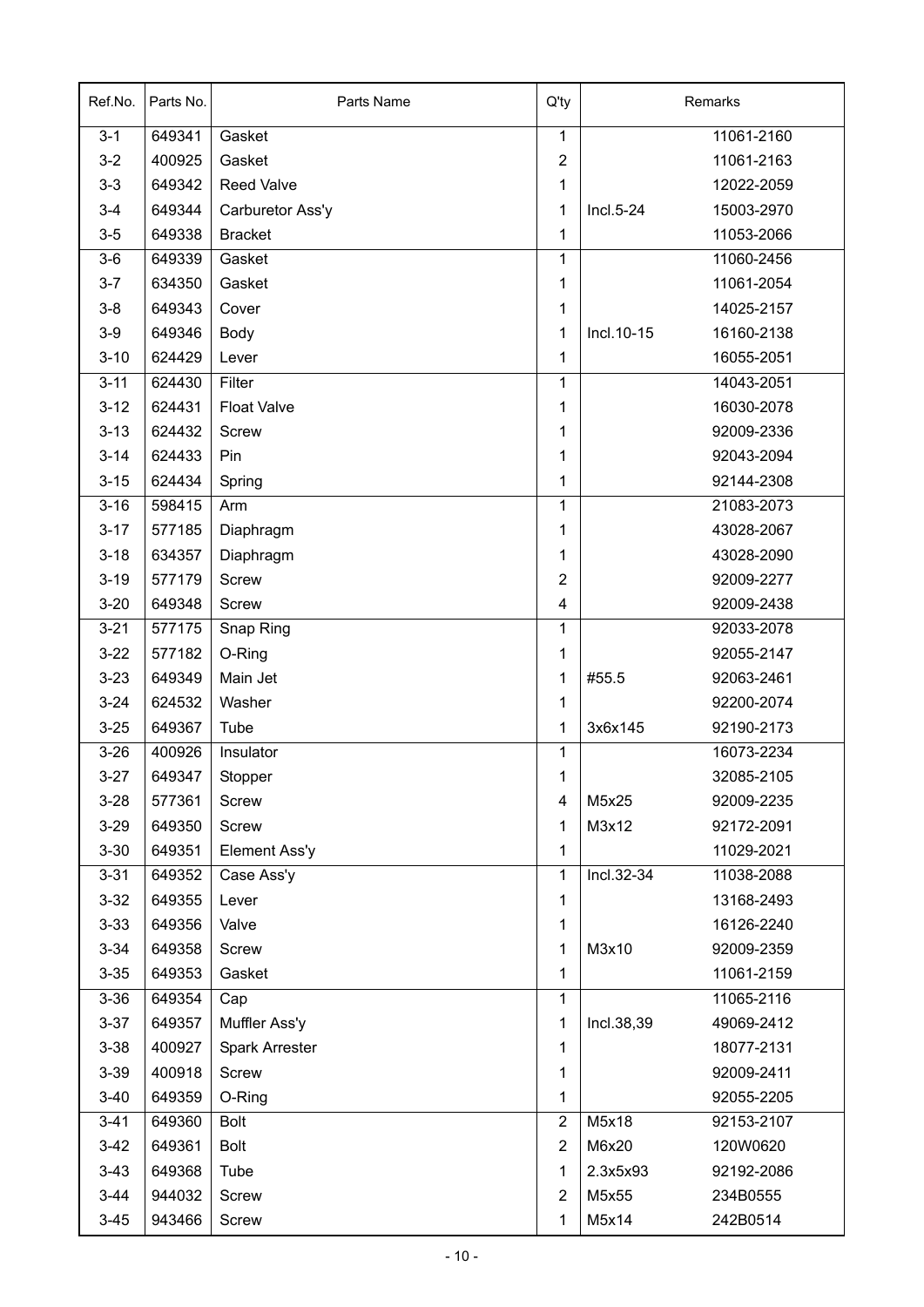| Ref.No. | Parts No. | Parts Name | Q'ty | Remarks | |
|---|---|---|---|---|---|
| 3-1 | 649341 | Gasket | 1 | | 11061-2160 |
| 3-2 | 400925 | Gasket | 2 | | 11061-2163 |
| 3-3 | 649342 | Reed Valve | 1 | | 12022-2059 |
| 3-4 | 649344 | Carburetor Ass'y | 1 | Incl.5-24 | 15003-2970 |
| 3-5 | 649338 | Bracket | 1 | | 11053-2066 |
| 3-6 | 649339 | Gasket | 1 | | 11060-2456 |
| 3-7 | 634350 | Gasket | 1 | | 11061-2054 |
| 3-8 | 649343 | Cover | 1 | | 14025-2157 |
| 3-9 | 649346 | Body | 1 | Incl.10-15 | 16160-2138 |
| 3-10 | 624429 | Lever | 1 | | 16055-2051 |
| 3-11 | 624430 | Filter | 1 | | 14043-2051 |
| 3-12 | 624431 | Float Valve | 1 | | 16030-2078 |
| 3-13 | 624432 | Screw | 1 | | 92009-2336 |
| 3-14 | 624433 | Pin | 1 | | 92043-2094 |
| 3-15 | 624434 | Spring | 1 | | 92144-2308 |
| 3-16 | 598415 | Arm | 1 | | 21083-2073 |
| 3-17 | 577185 | Diaphragm | 1 | | 43028-2067 |
| 3-18 | 634357 | Diaphragm | 1 | | 43028-2090 |
| 3-19 | 577179 | Screw | 2 | | 92009-2277 |
| 3-20 | 649348 | Screw | 4 | | 92009-2438 |
| 3-21 | 577175 | Snap Ring | 1 | | 92033-2078 |
| 3-22 | 577182 | O-Ring | 1 | | 92055-2147 |
| 3-23 | 649349 | Main Jet | 1 | #55.5 | 92063-2461 |
| 3-24 | 624532 | Washer | 1 | | 92200-2074 |
| 3-25 | 649367 | Tube | 1 | 3x6x145 | 92190-2173 |
| 3-26 | 400926 | Insulator | 1 | | 16073-2234 |
| 3-27 | 649347 | Stopper | 1 | | 32085-2105 |
| 3-28 | 577361 | Screw | 4 | M5x25 | 92009-2235 |
| 3-29 | 649350 | Screw | 1 | M3x12 | 92172-2091 |
| 3-30 | 649351 | Element Ass'y | 1 | | 11029-2021 |
| 3-31 | 649352 | Case Ass'y | 1 | Incl.32-34 | 11038-2088 |
| 3-32 | 649355 | Lever | 1 | | 13168-2493 |
| 3-33 | 649356 | Valve | 1 | | 16126-2240 |
| 3-34 | 649358 | Screw | 1 | M3x10 | 92009-2359 |
| 3-35 | 649353 | Gasket | 1 | | 11061-2159 |
| 3-36 | 649354 | Cap | 1 | | 11065-2116 |
| 3-37 | 649357 | Muffler Ass'y | 1 | Incl.38,39 | 49069-2412 |
| 3-38 | 400927 | Spark Arrester | 1 | | 18077-2131 |
| 3-39 | 400918 | Screw | 1 | | 92009-2411 |
| 3-40 | 649359 | O-Ring | 1 | | 92055-2205 |
| 3-41 | 649360 | Bolt | 2 | M5x18 | 92153-2107 |
| 3-42 | 649361 | Bolt | 2 | M6x20 | 120W0620 |
| 3-43 | 649368 | Tube | 1 | 2.3x5x93 | 92192-2086 |
| 3-44 | 944032 | Screw | 2 | M5x55 | 234B0555 |
| 3-45 | 943466 | Screw | 1 | M5x14 | 242B0514 |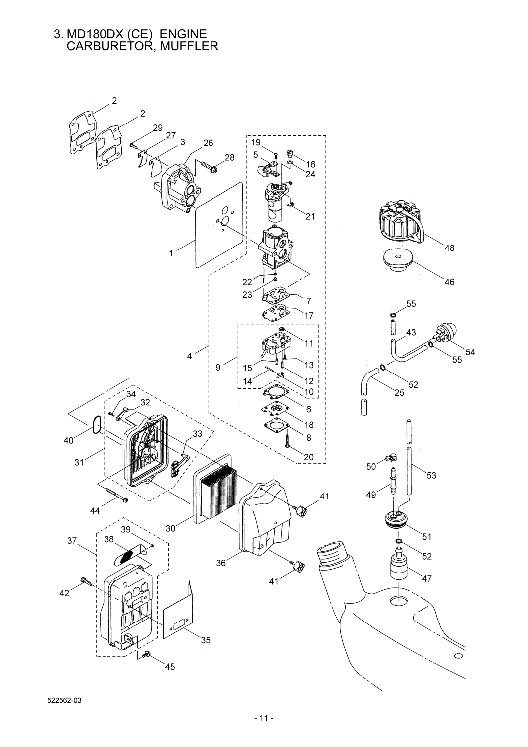# 3. MD180DX (CE) ENGINE CARBURETOR, MUFFLER

522562-03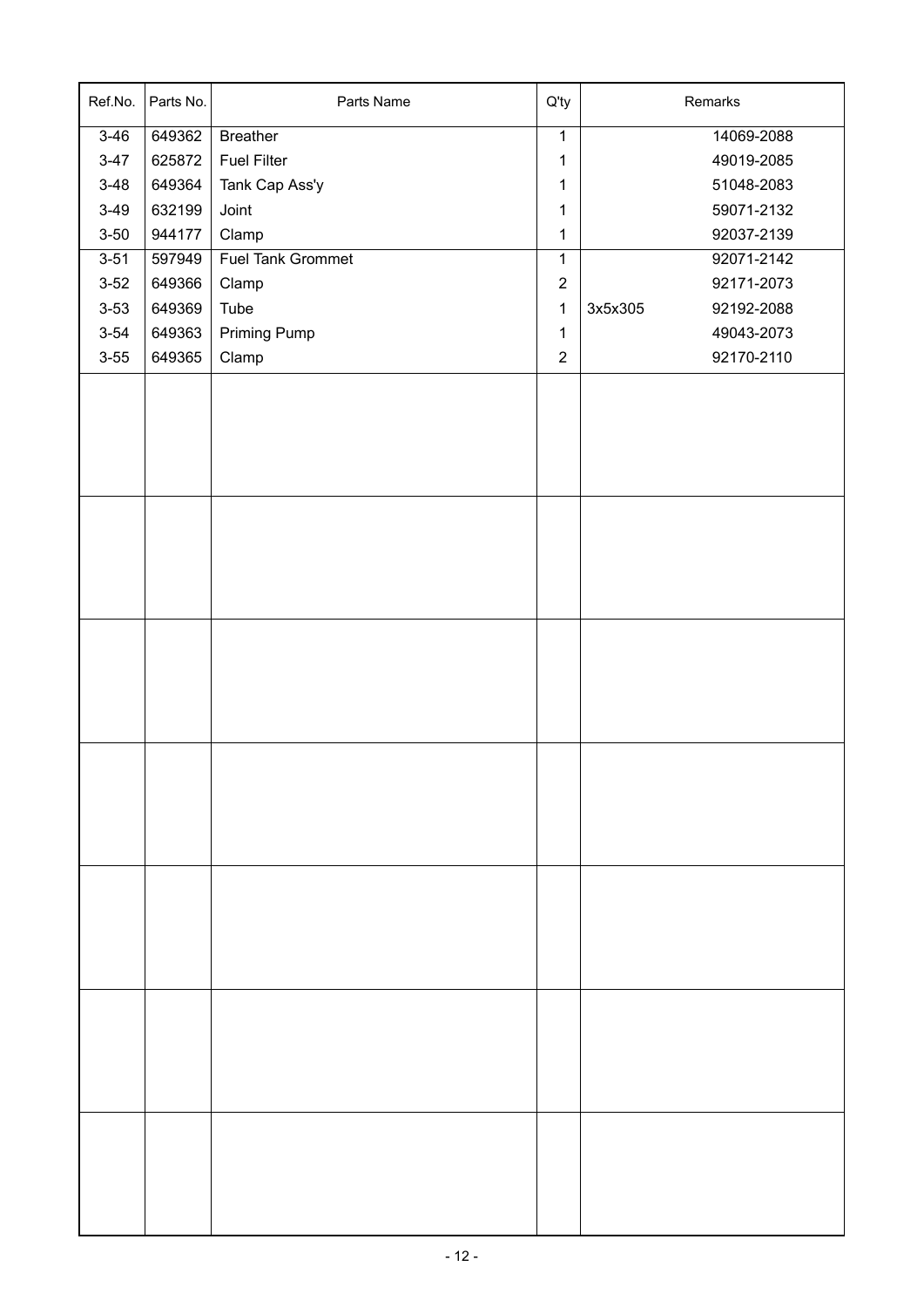| Ref.No. | Parts No. | Parts Name | Q'ty | Remarks |
|---|---|---|---|---|
| 3-46 | 649362 | Breather | 1 | 14069-2088 |
| 3-47 | 625872 | Fuel Filter | 1 | 49019-2085 |
| 3-48 | 649364 | Tank Cap Ass'y | 1 | 51048-2083 |
| 3-49 | 632199 | Joint | 1 | 59071-2132 |
| 3-50 | 944177 | Clamp | 1 | 92037-2139 |
| 3-51 | 597949 | Fuel Tank Grommet | 1 | 92071-2142 |
| 3-52 | 649366 | Clamp | 2 | 92171-2073 |
| 3-53 | 649369 | Tube | 1 | 3x5x305 92192-2088 |
| 3-54 | 649363 | Priming Pump | 1 | 49043-2073 |
| 3-55 | 649365 | Clamp | 2 | 92170-2110 |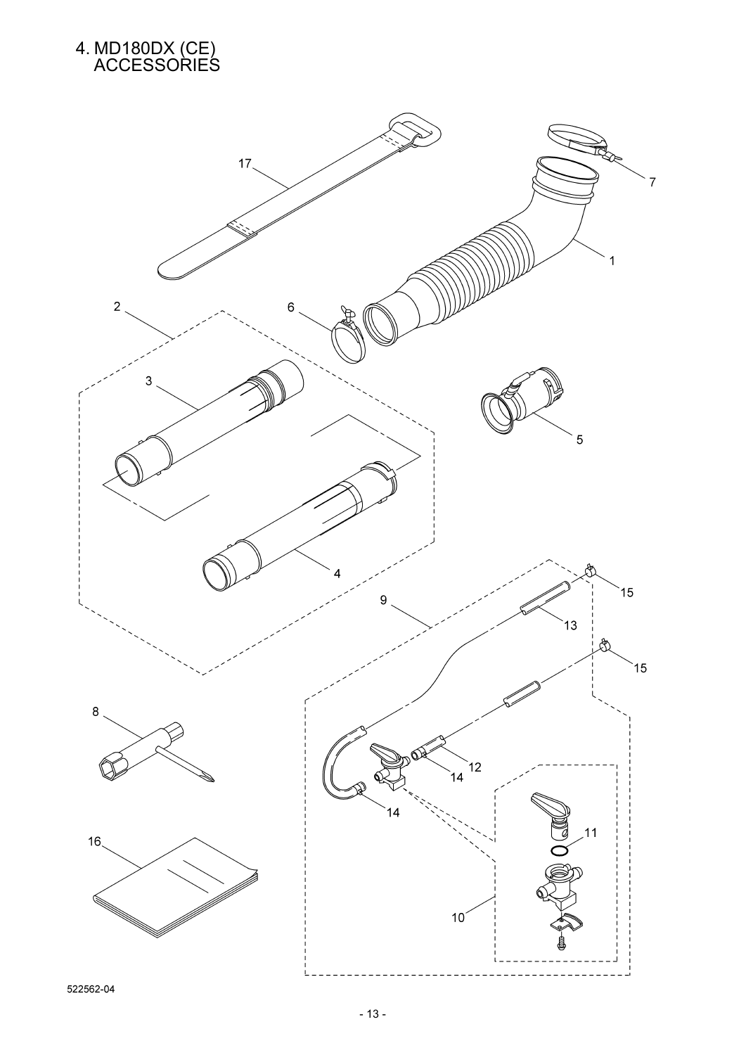# 4. MD180DX (CE) ACCESSORIES

17

7

1

2

6

3

5

4

15

9

13

15

8

12

14

14

11

16

10

522562-04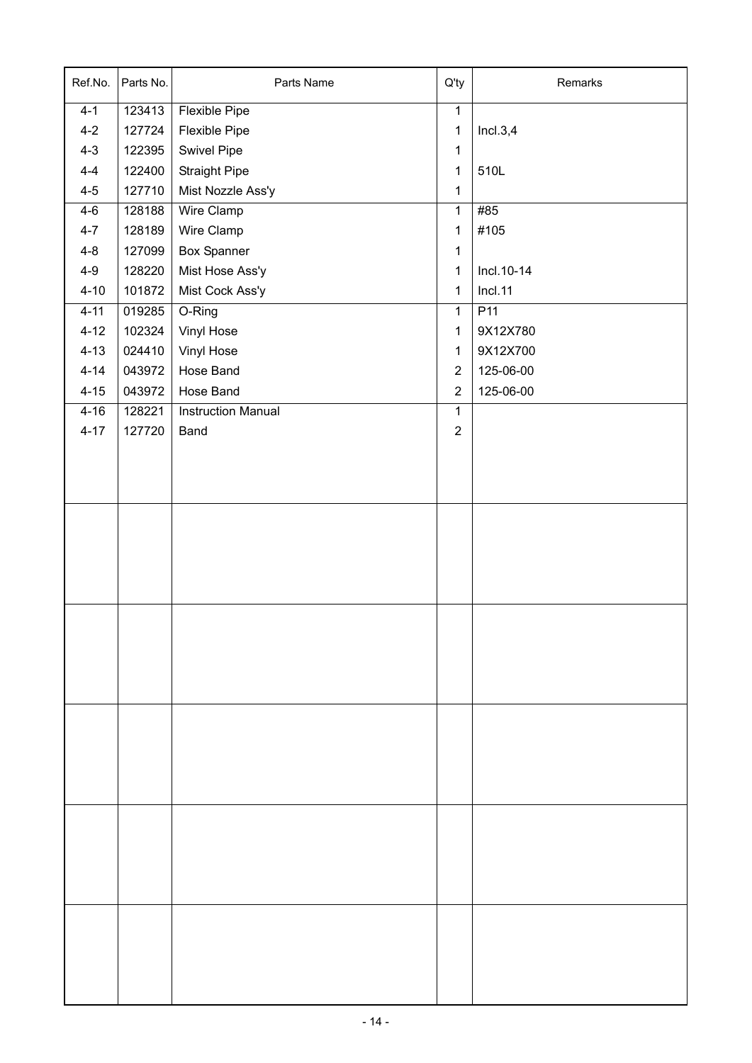| Ref.No. | Parts No. | Parts Name | Q'ty | Remarks |
|---|---|---|---|---|
| 4-1 | 123413 | Flexible Pipe | 1 | |
| 4-2 | 127724 | Flexible Pipe | 1 | Incl.3,4 |
| 4-3 | 122395 | Swivel Pipe | 1 | |
| 4-4 | 122400 | Straight Pipe | 1 | 510L |
| 4-5 | 127710 | Mist Nozzle Ass'y | 1 | |
| 4-6 | 128188 | Wire Clamp | 1 | #85 |
| 4-7 | 128189 | Wire Clamp | 1 | #105 |
| 4-8 | 127099 | Box Spanner | 1 | |
| 4-9 | 128220 | Mist Hose Ass'y | 1 | Incl.10-14 |
| 4-10 | 101872 | Mist Cock Ass'y | 1 | Incl.11 |
| 4-11 | 019285 | O-Ring | 1 | P11 |
| 4-12 | 102324 | Vinyl Hose | 1 | 9X12X780 |
| 4-13 | 024410 | Vinyl Hose | 1 | 9X12X700 |
| 4-14 | 043972 | Hose Band | 2 | 125-06-00 |
| 4-15 | 043972 | Hose Band | 2 | 125-06-00 |
| 4-16 | 128221 | Instruction Manual | 1 | |
| 4-17 | 127720 | Band | 2 | |